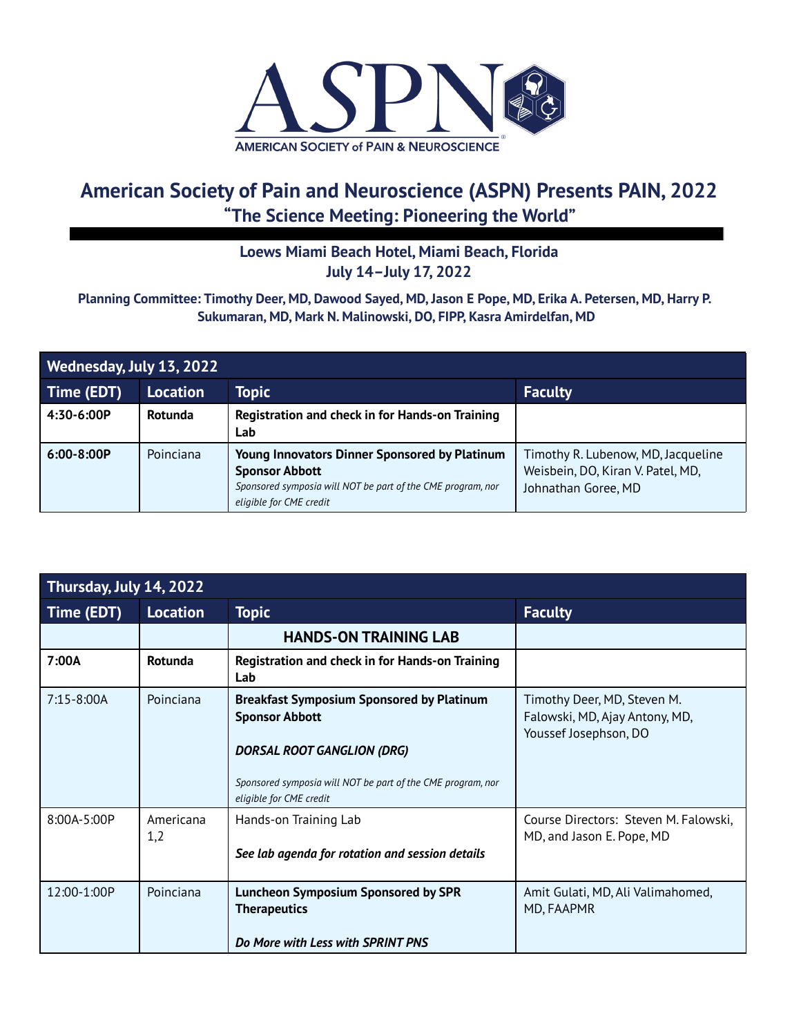# American Society of Pain and Neuroscience (ASPN) Presents PAIN, 2022

## "The Science Meeting: Pioneering the World"

**Loews Miami Beach Hotel, Miami Beach, Florida**
**July 14–July 17, 2022**

**Planning Committee: Timothy Deer, MD, Dawood Sayed, MD, Jason E Pope, MD, Erika A. Petersen, MD, Harry P. Sukumaran, MD, Mark N. Malinowski, DO, FIPP, Kasra Amirdelfan, MD**

| Wednesday, July 13, 2022 | | | |
|---|---|---|---|
| **Time (EDT)** | **Location** | **Topic** | **Faculty** |
| **4:30-6:00P** | **Rotunda** | **Registration and check in for Hands-on Training Lab** | |
| **6:00-8:00P** | Poinciana | **Young Innovators Dinner Sponsored by Platinum Sponsor Abbott** *Sponsored symposia will NOT be part of the CME program, nor eligible for CME credit* | Timothy R. Lubenow, MD, Jacqueline Weisbein, DO, Kiran V. Patel, MD, Johnathan Goree, MD |

| Thursday, July 14, 2022 | | | |
|---|---|---|---|
| **Time (EDT)** | **Location** | **Topic** | **Faculty** |
| | | **HANDS-ON TRAINING LAB** | |
| **7:00A** | **Rotunda** | **Registration and check in for Hands-on Training Lab** | |
| 7:15-8:00A | Poinciana | **Breakfast Symposium Sponsored by Platinum Sponsor Abbott** ***DORSAL ROOT GANGLION (DRG)*** *Sponsored symposia will NOT be part of the CME program, nor eligible for CME credit* | Timothy Deer, MD, Steven M. Falowski, MD, Ajay Antony, MD, Youssef Josephson, DO |
| 8:00A-5:00P | Americana 1,2 | Hands-on Training Lab ***See lab agenda for rotation and session details*** | Course Directors: Steven M. Falowski, MD, and Jason E. Pope, MD |
| 12:00-1:00P | Poinciana | **Luncheon Symposium Sponsored by SPR Therapeutics** ***Do More with Less with SPRINT PNS*** | Amit Gulati, MD, Ali Valimahomed, MD, FAAPMR |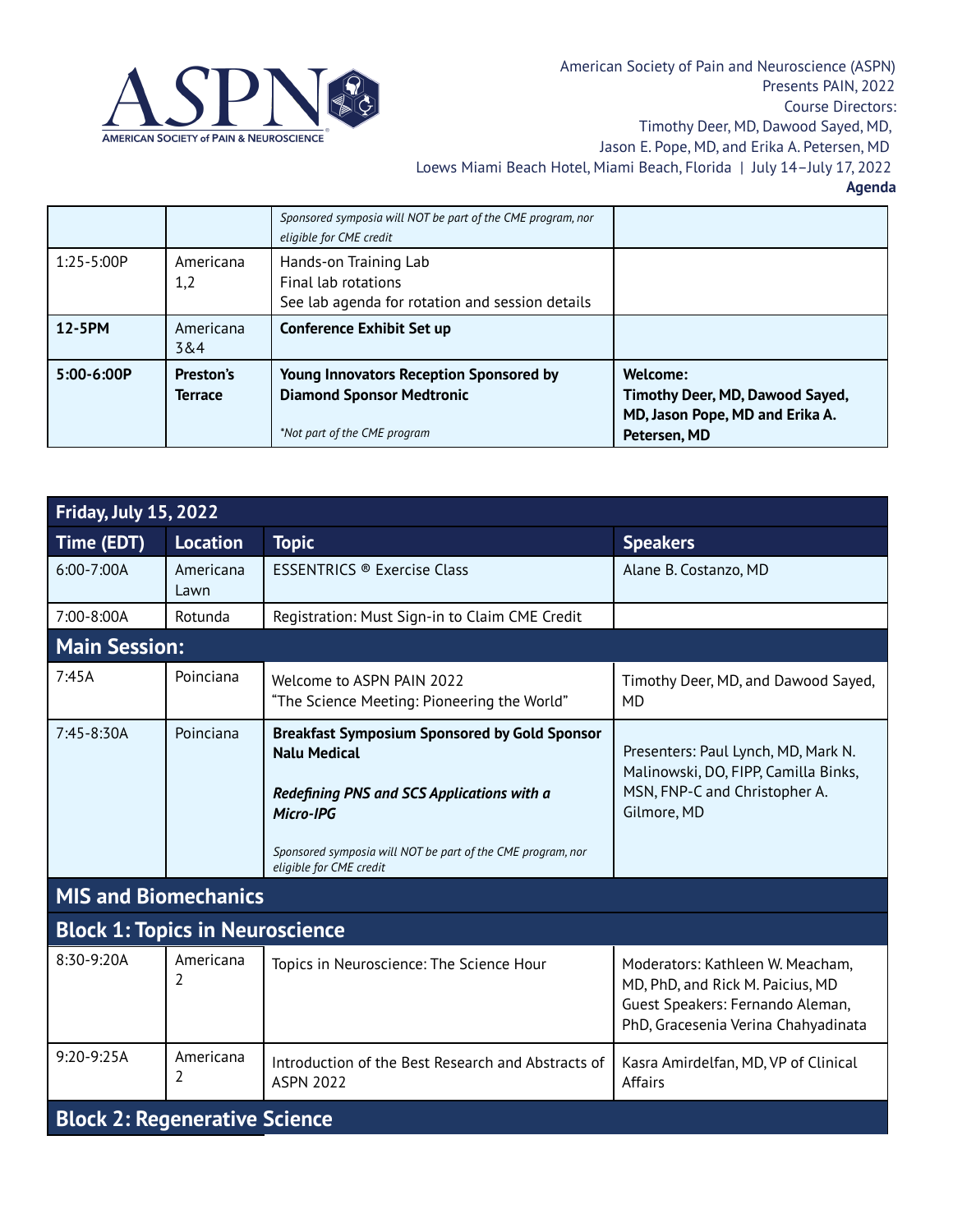American Society of Pain and Neuroscience (ASPN)
Presents PAIN, 2022
Course Directors:
Timothy Deer, MD, Dawood Sayed, MD,
Jason E. Pope, MD, and Erika A. Petersen, MD
Loews Miami Beach Hotel, Miami Beach, Florida | July 14–July 17, 2022
**Agenda**

| | | | |
|---|---|---|---|
| | | *Sponsored symposia will NOT be part of the CME program, nor eligible for CME credit* | |
| 1:25-5:00P | Americana 1,2 | Hands-on Training Lab<br>Final lab rotations<br>See lab agenda for rotation and session details | |
| **12-5PM** | Americana 3&4 | **Conference Exhibit Set up** | |
| **5:00-6:00P** | **Preston's Terrace** | **Young Innovators Reception Sponsored by Diamond Sponsor Medtronic**<br><br>*\*Not part of the CME program* | **Welcome:**<br>**Timothy Deer, MD, Dawood Sayed, MD, Jason Pope, MD and Erika A. Petersen, MD** |

| **Friday, July 15, 2022** | | | |
|---|---|---|---|
| **Time (EDT)** | **Location** | **Topic** | **Speakers** |
| 6:00-7:00A | Americana Lawn | ESSENTRICS ® Exercise Class | Alane B. Costanzo, MD |
| 7:00-8:00A | Rotunda | Registration: Must Sign-in to Claim CME Credit | |
| **Main Session:** | | | |
| 7:45A | Poinciana | Welcome to ASPN PAIN 2022<br>"The Science Meeting: Pioneering the World" | Timothy Deer, MD, and Dawood Sayed, MD |
| 7:45-8:30A | Poinciana | **Breakfast Symposium Sponsored by Gold Sponsor Nalu Medical**<br><br>***Redefining PNS and SCS Applications with a Micro-IPG***<br><br>*Sponsored symposia will NOT be part of the CME program, nor eligible for CME credit* | Presenters: Paul Lynch, MD, Mark N. Malinowski, DO, FIPP, Camilla Binks, MSN, FNP-C and Christopher A. Gilmore, MD |
| **MIS and Biomechanics** | | | |
| **Block 1: Topics in Neuroscience** | | | |
| 8:30-9:20A | Americana 2 | Topics in Neuroscience: The Science Hour | Moderators: Kathleen W. Meacham, MD, PhD, and Rick M. Paicius, MD<br>Guest Speakers: Fernando Aleman, PhD, Gracesenia Verina Chahyadinata |
| 9:20-9:25A | Americana 2 | Introduction of the Best Research and Abstracts of ASPN 2022 | Kasra Amirdelfan, MD, VP of Clinical Affairs |
| **Block 2: Regenerative Science** | | | |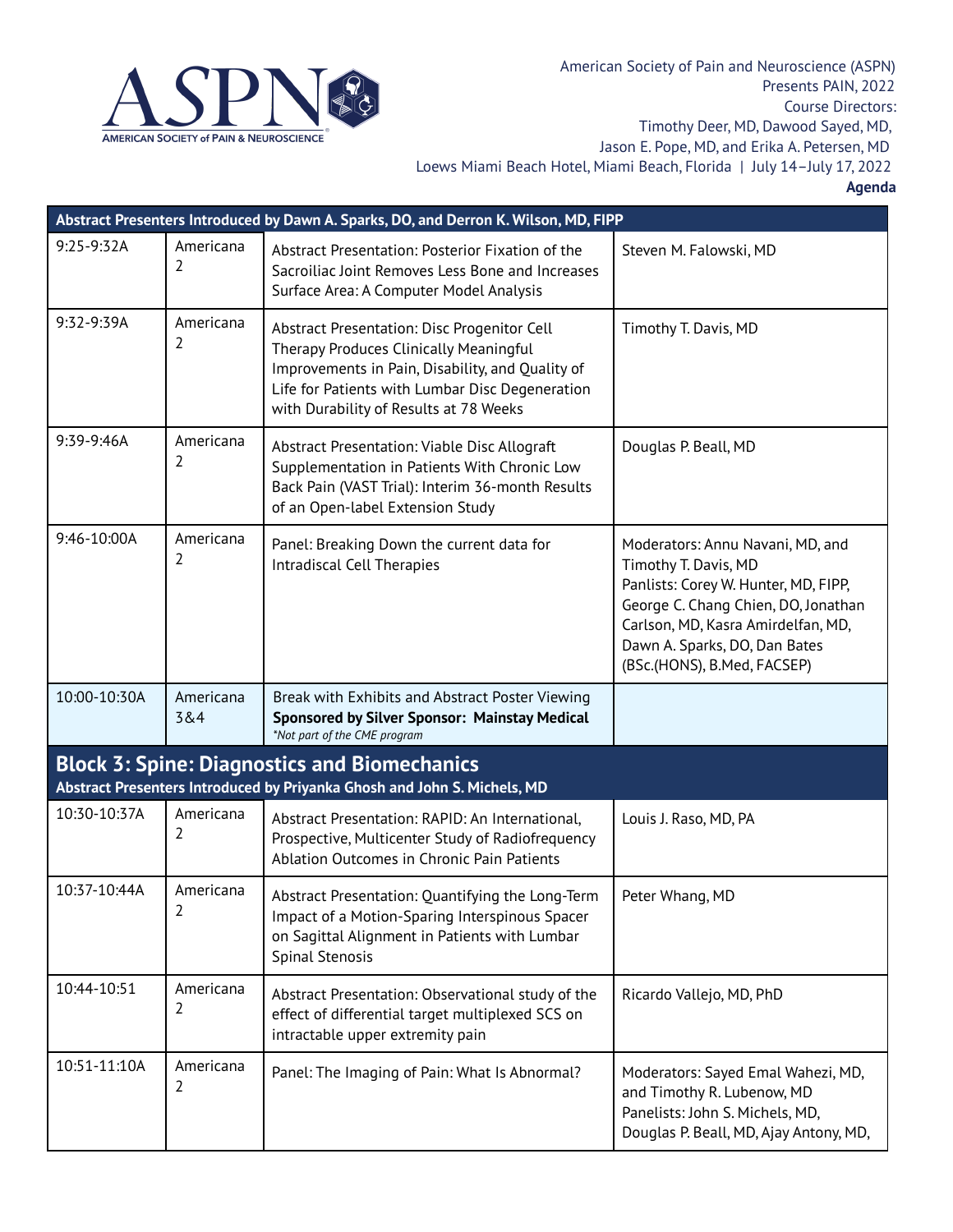| Abstract Presenters Introduced by Dawn A. Sparks, DO, and Derron K. Wilson, MD, FIPP | | | |
|---|---|---|---|
| 9:25-9:32A | Americana 2 | Abstract Presentation: Posterior Fixation of the Sacroiliac Joint Removes Less Bone and Increases Surface Area: A Computer Model Analysis | Steven M. Falowski, MD |
| 9:32-9:39A | Americana 2 | Abstract Presentation: Disc Progenitor Cell Therapy Produces Clinically Meaningful Improvements in Pain, Disability, and Quality of Life for Patients with Lumbar Disc Degeneration with Durability of Results at 78 Weeks | Timothy T. Davis, MD |
| 9:39-9:46A | Americana 2 | Abstract Presentation: Viable Disc Allograft Supplementation in Patients With Chronic Low Back Pain (VAST Trial): Interim 36-month Results of an Open-label Extension Study | Douglas P. Beall, MD |
| 9:46-10:00A | Americana 2 | Panel: Breaking Down the current data for Intradiscal Cell Therapies | Moderators: Annu Navani, MD, and Timothy T. Davis, MD<br>Panlists: Corey W. Hunter, MD, FIPP, George C. Chang Chien, DO, Jonathan Carlson, MD, Kasra Amirdelfan, MD, Dawn A. Sparks, DO, Dan Bates (BSc.(HONS), B.Med, FACSEP) |
| 10:00-10:30A | Americana 3&4 | Break with Exhibits and Abstract Poster Viewing<br>**Sponsored by Silver Sponsor: Mainstay Medical**<br>*\*Not part of the CME program* | |

## Block 3: Spine: Diagnostics and Biomechanics

| Abstract Presenters Introduced by Priyanka Ghosh and John S. Michels, MD | | | |
|---|---|---|---|
| 10:30-10:37A | Americana 2 | Abstract Presentation: RAPID: An International, Prospective, Multicenter Study of Radiofrequency Ablation Outcomes in Chronic Pain Patients | Louis J. Raso, MD, PA |
| 10:37-10:44A | Americana 2 | Abstract Presentation: Quantifying the Long-Term Impact of a Motion-Sparing Interspinous Spacer on Sagittal Alignment in Patients with Lumbar Spinal Stenosis | Peter Whang, MD |
| 10:44-10:51 | Americana 2 | Abstract Presentation: Observational study of the effect of differential target multiplexed SCS on intractable upper extremity pain | Ricardo Vallejo, MD, PhD |
| 10:51-11:10A | Americana 2 | Panel: The Imaging of Pain: What Is Abnormal? | Moderators: Sayed Emal Wahezi, MD, and Timothy R. Lubenow, MD<br>Panelists: John S. Michels, MD, Douglas P. Beall, MD, Ajay Antony, MD, |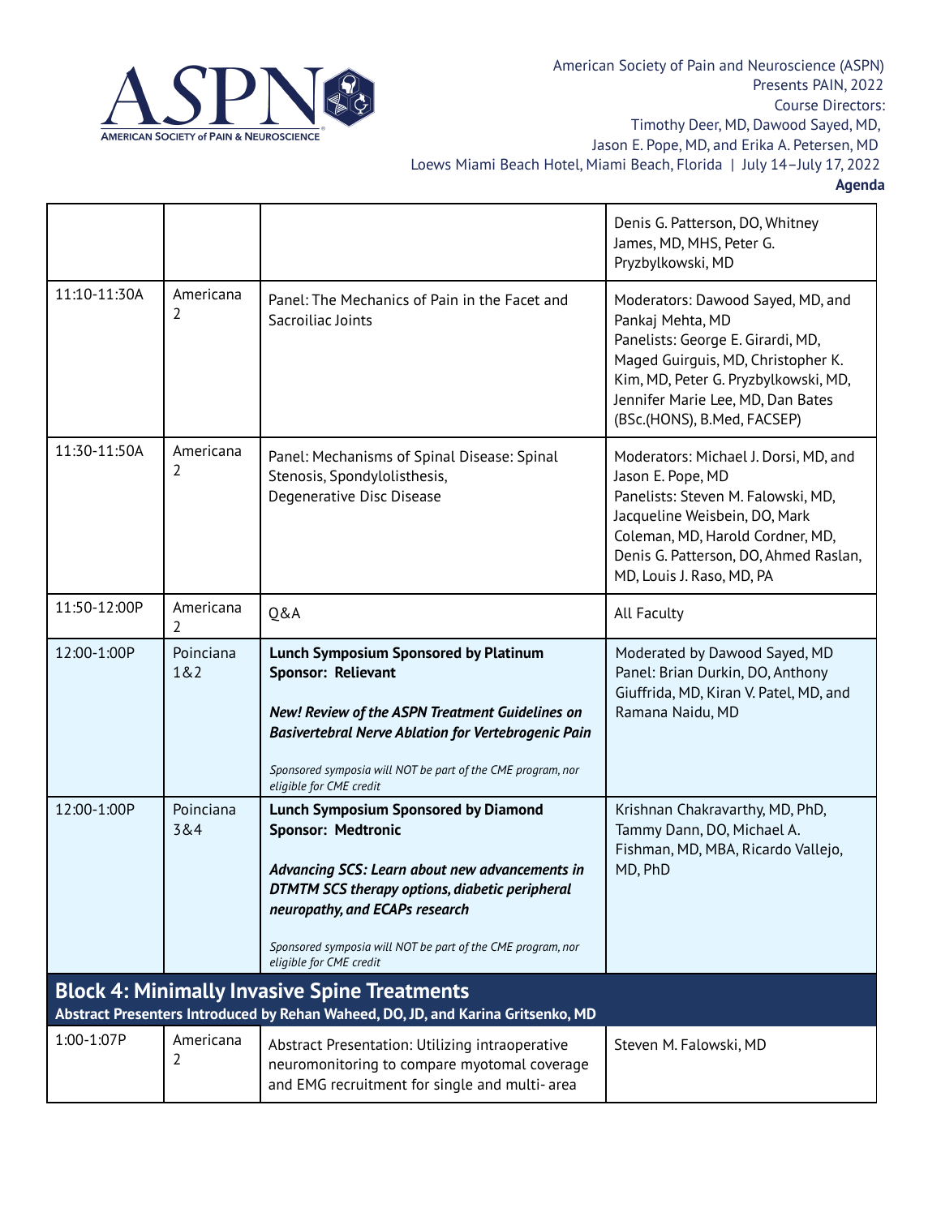| | | | Denis G. Patterson, DO, Whitney James, MD, MHS, Peter G. Pryzbylkowski, MD |
|---|---|---|---|
| 11:10-11:30A | Americana 2 | Panel: The Mechanics of Pain in the Facet and Sacroiliac Joints | Moderators: Dawood Sayed, MD, and Pankaj Mehta, MD<br>Panelists: George E. Girardi, MD, Maged Guirguis, MD, Christopher K. Kim, MD, Peter G. Pryzbylkowski, MD, Jennifer Marie Lee, MD, Dan Bates (BSc.(HONS), B.Med, FACSEP) |
| 11:30-11:50A | Americana 2 | Panel: Mechanisms of Spinal Disease: Spinal Stenosis, Spondylolisthesis, Degenerative Disc Disease | Moderators: Michael J. Dorsi, MD, and Jason E. Pope, MD<br>Panelists: Steven M. Falowski, MD, Jacqueline Weisbein, DO, Mark Coleman, MD, Harold Cordner, MD, Denis G. Patterson, DO, Ahmed Raslan, MD, Louis J. Raso, MD, PA |
| 11:50-12:00P | Americana 2 | Q&A | All Faculty |
| 12:00-1:00P | Poinciana 1&2 | **Lunch Symposium Sponsored by Platinum Sponsor: Relievant**<br><br>***New! Review of the ASPN Treatment Guidelines on Basivertebral Nerve Ablation for Vertebrogenic Pain***<br><br>*Sponsored symposia will NOT be part of the CME program, nor eligible for CME credit* | Moderated by Dawood Sayed, MD<br>Panel: Brian Durkin, DO, Anthony Giuffrida, MD, Kiran V. Patel, MD, and Ramana Naidu, MD |
| 12:00-1:00P | Poinciana 3&4 | **Lunch Symposium Sponsored by Diamond Sponsor: Medtronic**<br><br>***Advancing SCS: Learn about new advancements in DTMTM SCS therapy options, diabetic peripheral neuropathy, and ECAPs research***<br><br>*Sponsored symposia will NOT be part of the CME program, nor eligible for CME credit* | Krishnan Chakravarthy, MD, PhD, Tammy Dann, DO, Michael A. Fishman, MD, MBA, Ricardo Vallejo, MD, PhD |
| **Block 4: Minimally Invasive Spine Treatments**<br>**Abstract Presenters Introduced by Rehan Waheed, DO, JD, and Karina Gritsenko, MD** | | | |
| 1:00-1:07P | Americana 2 | Abstract Presentation: Utilizing intraoperative neuromonitoring to compare myotomal coverage and EMG recruitment for single and multi- area | Steven M. Falowski, MD |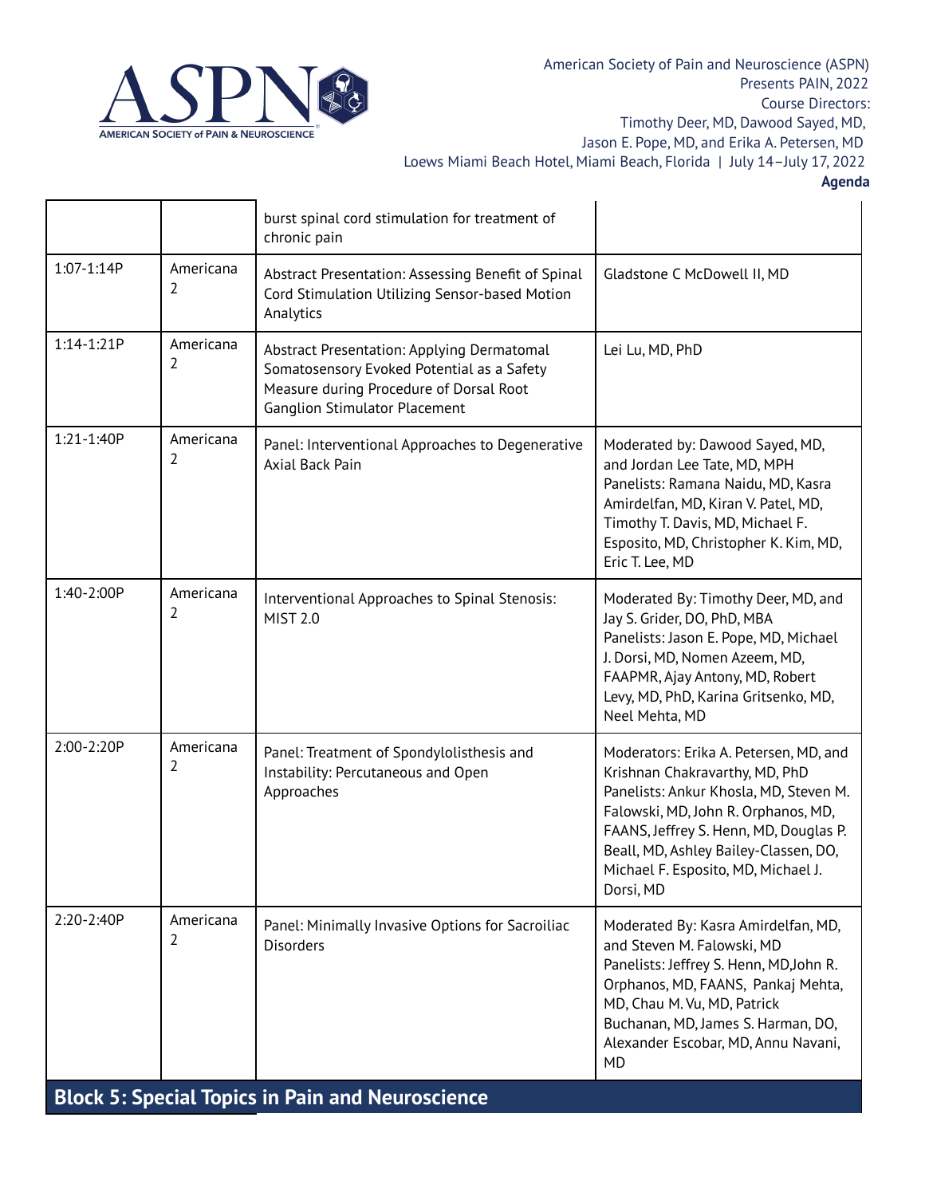| | | burst spinal cord stimulation for treatment of chronic pain | |
|---|---|---|---|
| 1:07-1:14P | Americana 2 | Abstract Presentation: Assessing Benefit of Spinal Cord Stimulation Utilizing Sensor-based Motion Analytics | Gladstone C McDowell II, MD |
| 1:14-1:21P | Americana 2 | Abstract Presentation: Applying Dermatomal Somatosensory Evoked Potential as a Safety Measure during Procedure of Dorsal Root Ganglion Stimulator Placement | Lei Lu, MD, PhD |
| 1:21-1:40P | Americana 2 | Panel: Interventional Approaches to Degenerative Axial Back Pain | Moderated by: Dawood Sayed, MD, and Jordan Lee Tate, MD, MPH Panelists: Ramana Naidu, MD, Kasra Amirdelfan, MD, Kiran V. Patel, MD, Timothy T. Davis, MD, Michael F. Esposito, MD, Christopher K. Kim, MD, Eric T. Lee, MD |
| 1:40-2:00P | Americana 2 | Interventional Approaches to Spinal Stenosis: MIST 2.0 | Moderated By: Timothy Deer, MD, and Jay S. Grider, DO, PhD, MBA Panelists: Jason E. Pope, MD, Michael J. Dorsi, MD, Nomen Azeem, MD, FAAPMR, Ajay Antony, MD, Robert Levy, MD, PhD, Karina Gritsenko, MD, Neel Mehta, MD |
| 2:00-2:20P | Americana 2 | Panel: Treatment of Spondylolisthesis and Instability: Percutaneous and Open Approaches | Moderators: Erika A. Petersen, MD, and Krishnan Chakravarthy, MD, PhD Panelists: Ankur Khosla, MD, Steven M. Falowski, MD, John R. Orphanos, MD, FAANS, Jeffrey S. Henn, MD, Douglas P. Beall, MD, Ashley Bailey-Classen, DO, Michael F. Esposito, MD, Michael J. Dorsi, MD |
| 2:20-2:40P | Americana 2 | Panel: Minimally Invasive Options for Sacroiliac Disorders | Moderated By: Kasra Amirdelfan, MD, and Steven M. Falowski, MD Panelists: Jeffrey S. Henn, MD, John R. Orphanos, MD, FAANS, Pankaj Mehta, MD, Chau M. Vu, MD, Patrick Buchanan, MD, James S. Harman, DO, Alexander Escobar, MD, Annu Navani, MD |

## Block 5: Special Topics in Pain and Neuroscience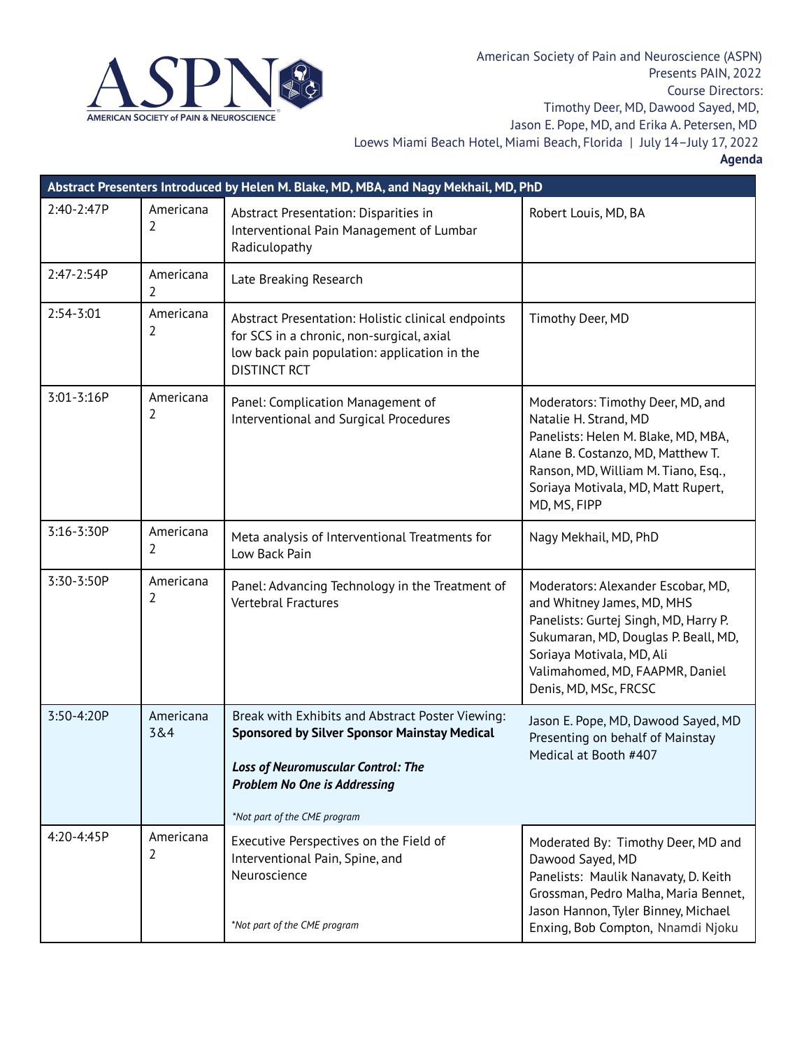American Society of Pain and Neuroscience (ASPN)
Presents PAIN, 2022
Course Directors:
Timothy Deer, MD, Dawood Sayed, MD,
Jason E. Pope, MD, and Erika A. Petersen, MD
Loews Miami Beach Hotel, Miami Beach, Florida | July 14–July 17, 2022
**Agenda**

| **Abstract Presenters Introduced by Helen M. Blake, MD, MBA, and Nagy Mekhail, MD, PhD** | | | |
|---|---|---|---|
| 2:40-2:47P | Americana 2 | Abstract Presentation: Disparities in Interventional Pain Management of Lumbar Radiculopathy | Robert Louis, MD, BA |
| 2:47-2:54P | Americana 2 | Late Breaking Research | |
| 2:54-3:01 | Americana 2 | Abstract Presentation: Holistic clinical endpoints for SCS in a chronic, non-surgical, axial low back pain population: application in the DISTINCT RCT | Timothy Deer, MD |
| 3:01-3:16P | Americana 2 | Panel: Complication Management of Interventional and Surgical Procedures | Moderators: Timothy Deer, MD, and Natalie H. Strand, MD<br>Panelists: Helen M. Blake, MD, MBA, Alane B. Costanzo, MD, Matthew T. Ranson, MD, William M. Tiano, Esq., Soriaya Motivala, MD, Matt Rupert, MD, MS, FIPP |
| 3:16-3:30P | Americana 2 | Meta analysis of Interventional Treatments for Low Back Pain | Nagy Mekhail, MD, PhD |
| 3:30-3:50P | Americana 2 | Panel: Advancing Technology in the Treatment of Vertebral Fractures | Moderators: Alexander Escobar, MD, and Whitney James, MD, MHS<br>Panelists: Gurtej Singh, MD, Harry P. Sukumaran, MD, Douglas P. Beall, MD, Soriaya Motivala, MD, Ali Valimahomed, MD, FAAPMR, Daniel Denis, MD, MSc, FRCSC |
| 3:50-4:20P | Americana 3&4 | Break with Exhibits and Abstract Poster Viewing: **Sponsored by Silver Sponsor Mainstay Medical**<br><br>***Loss of Neuromuscular Control: The Problem No One is Addressing***<br><br>*\*Not part of the CME program* | Jason E. Pope, MD, Dawood Sayed, MD Presenting on behalf of Mainstay Medical at Booth #407 |
| 4:20-4:45P | Americana 2 | Executive Perspectives on the Field of Interventional Pain, Spine, and Neuroscience<br><br>*\*Not part of the CME program* | Moderated By: Timothy Deer, MD and Dawood Sayed, MD<br>Panelists: Maulik Nanavaty, D. Keith Grossman, Pedro Malha, Maria Bennet, Jason Hannon, Tyler Binney, Michael Enxing, Bob Compton, Nnamdi Njoku |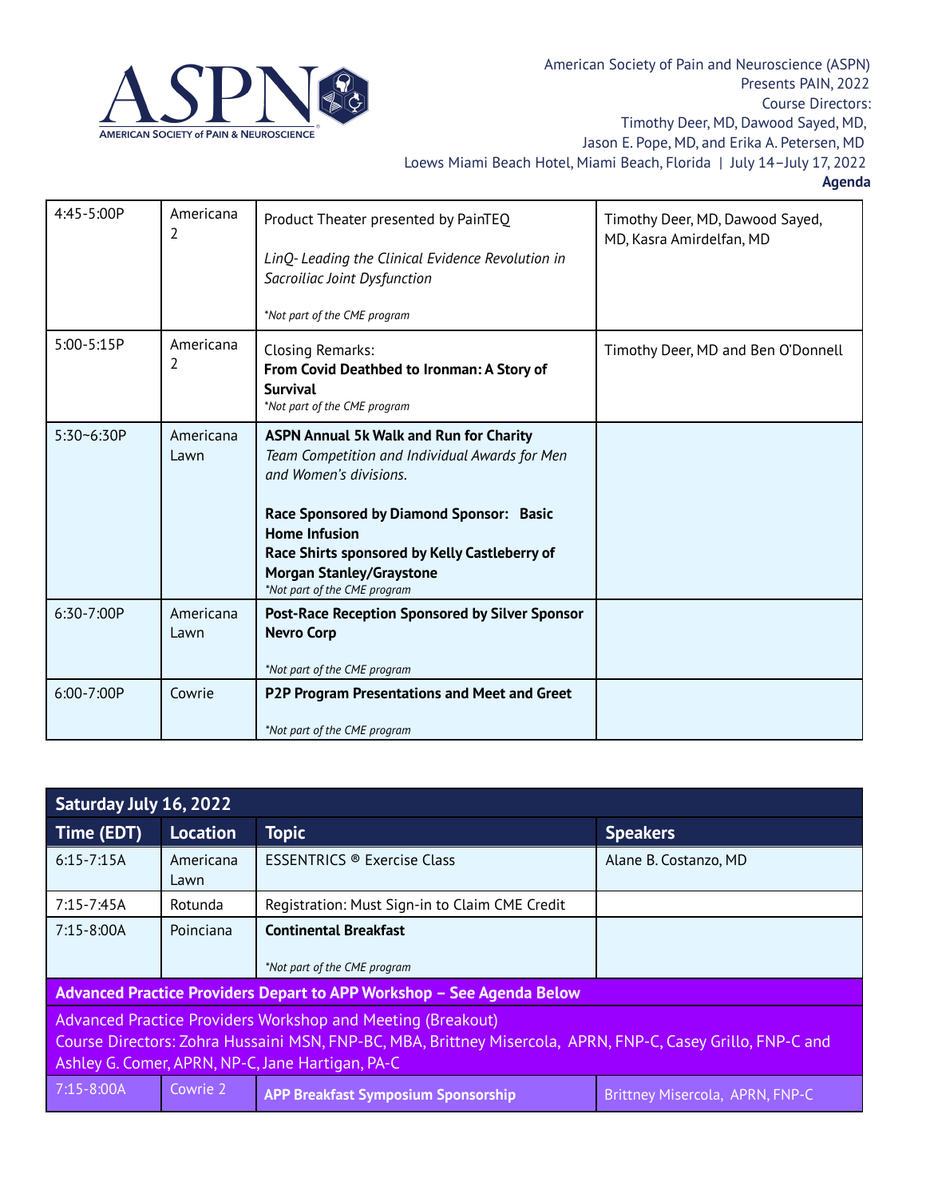American Society of Pain and Neuroscience (ASPN)
Presents PAIN, 2022
Course Directors:
Timothy Deer, MD, Dawood Sayed, MD,
Jason E. Pope, MD, and Erika A. Petersen, MD
Loews Miami Beach Hotel, Miami Beach, Florida | July 14–July 17, 2022
**Agenda**

| | | | |
|---|---|---|---|
| 4:45-5:00P | Americana 2 | Product Theater presented by PainTEQ<br><br>*LinQ- Leading the Clinical Evidence Revolution in Sacroiliac Joint Dysfunction*<br><br>*\*Not part of the CME program* | Timothy Deer, MD, Dawood Sayed, MD, Kasra Amirdelfan, MD |
| 5:00-5:15P | Americana 2 | Closing Remarks:<br>**From Covid Deathbed to Ironman: A Story of Survival**<br>*\*Not part of the CME program* | Timothy Deer, MD and Ben O'Donnell |
| 5:30~6:30P | Americana Lawn | **ASPN Annual 5k Walk and Run for Charity**<br>*Team Competition and Individual Awards for Men and Women's divisions.*<br><br>**Race Sponsored by Diamond Sponsor: Basic Home Infusion**<br>**Race Shirts sponsored by Kelly Castleberry of Morgan Stanley/Graystone**<br>*\*Not part of the CME program* | |
| 6:30-7:00P | Americana Lawn | **Post-Race Reception Sponsored by Silver Sponsor Nevro Corp**<br><br>*\*Not part of the CME program* | |
| 6:00-7:00P | Cowrie | **P2P Program Presentations and Meet and Greet**<br><br>*\*Not part of the CME program* | |

| **Saturday July 16, 2022** | | | |
|---|---|---|---|
| **Time (EDT)** | **Location** | **Topic** | **Speakers** |
| 6:15-7:15A | Americana Lawn | ESSENTRICS ® Exercise Class | Alane B. Costanzo, MD |
| 7:15-7:45A | Rotunda | Registration: Must Sign-in to Claim CME Credit | |
| 7:15-8:00A | Poinciana | **Continental Breakfast**<br><br>*\*Not part of the CME program* | |
| **Advanced Practice Providers Depart to APP Workshop – See Agenda Below** | | | |
| Advanced Practice Providers Workshop and Meeting (Breakout)<br>Course Directors: Zohra Hussaini MSN, FNP-BC, MBA, Brittney Misercola, APRN, FNP-C, Casey Grillo, FNP-C and Ashley G. Comer, APRN, NP-C, Jane Hartigan, PA-C | | | |
| 7:15-8:00A | Cowrie 2 | **APP Breakfast Symposium Sponsorship** | Brittney Misercola, APRN, FNP-C |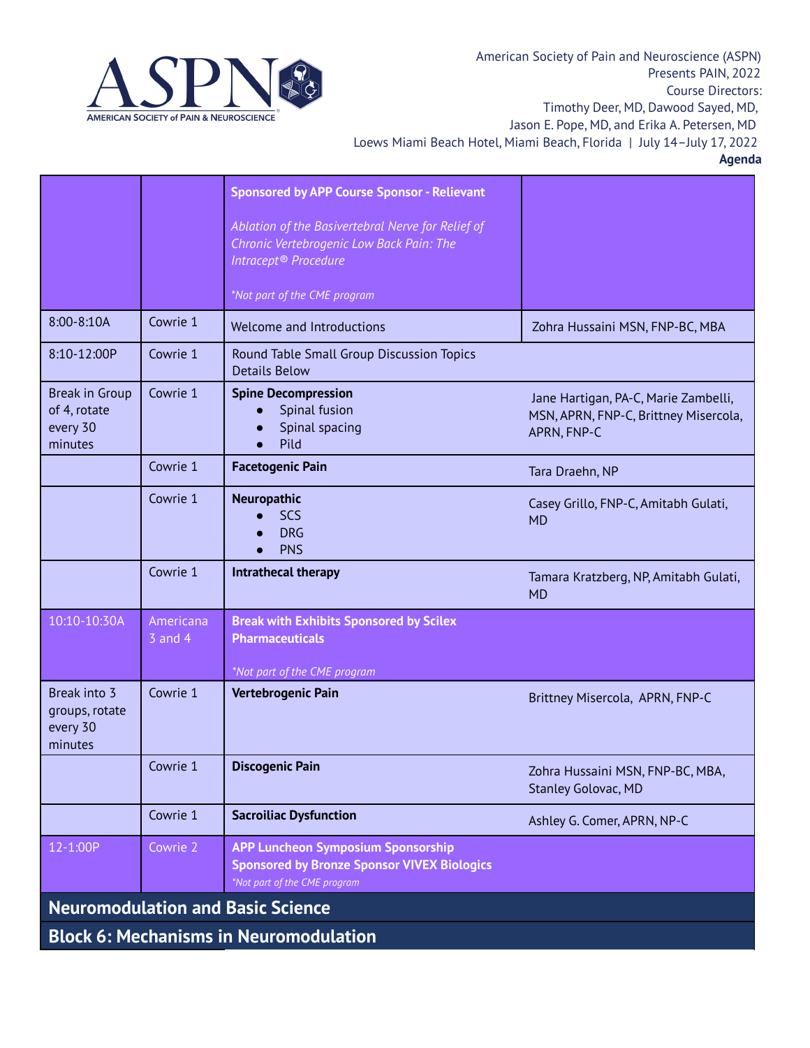American Society of Pain and Neuroscience (ASPN)
Presents PAIN, 2022
Course Directors:
Timothy Deer, MD, Dawood Sayed, MD,
Jason E. Pope, MD, and Erika A. Petersen, MD
Loews Miami Beach Hotel, Miami Beach, Florida | July 14–July 17, 2022
**Agenda**

| | | | |
|---|---|---|---|
| | | **Sponsored by APP Course Sponsor - Relievant**<br><br>*Ablation of the Basivertebral Nerve for Relief of Chronic Vertebrogenic Low Back Pain: The Intracept® Procedure*<br><br>*\*Not part of the CME program* | |
| 8:00-8:10A | Cowrie 1 | Welcome and Introductions | Zohra Hussaini MSN, FNP-BC, MBA |
| 8:10-12:00P | Cowrie 1 | Round Table Small Group Discussion Topics Details Below | |
| Break in Group of 4, rotate every 30 minutes | Cowrie 1 | **Spine Decompression**<br>• Spinal fusion<br>• Spinal spacing<br>• Pild | Jane Hartigan, PA-C, Marie Zambelli, MSN, APRN, FNP-C, Brittney Misercola, APRN, FNP-C |
| | Cowrie 1 | **Facetogenic Pain** | Tara Draehn, NP |
| | Cowrie 1 | **Neuropathic**<br>• SCS<br>• DRG<br>• PNS | Casey Grillo, FNP-C, Amitabh Gulati, MD |
| | Cowrie 1 | **Intrathecal therapy** | Tamara Kratzberg, NP, Amitabh Gulati, MD |
| 10:10-10:30A | Americana 3 and 4 | **Break with Exhibits Sponsored by Scilex Pharmaceuticals**<br><br>*\*Not part of the CME program* | |
| Break into 3 groups, rotate every 30 minutes | Cowrie 1 | **Vertebrogenic Pain** | Brittney Misercola, APRN, FNP-C |
| | Cowrie 1 | **Discogenic Pain** | Zohra Hussaini MSN, FNP-BC, MBA, Stanley Golovac, MD |
| | Cowrie 1 | **Sacroiliac Dysfunction** | Ashley G. Comer, APRN, NP-C |
| 12-1:00P | Cowrie 2 | **APP Luncheon Symposium Sponsorship Sponsored by Bronze Sponsor VIVEX Biologics**<br>*\*Not part of the CME program* | |

## Neuromodulation and Basic Science

## Block 6: Mechanisms in Neuromodulation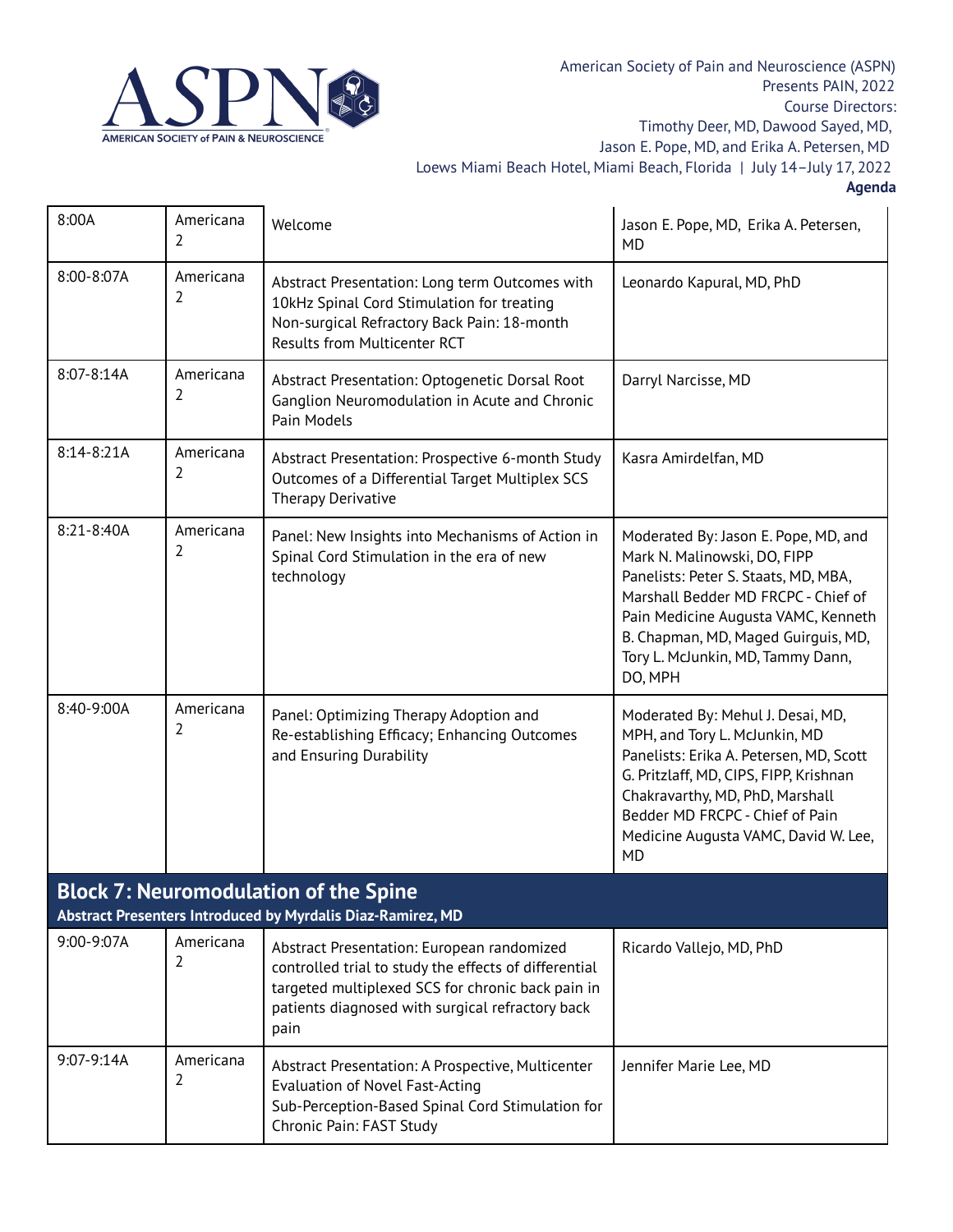American Society of Pain and Neuroscience (ASPN)
Presents PAIN, 2022
Course Directors:
Timothy Deer, MD, Dawood Sayed, MD,
Jason E. Pope, MD, and Erika A. Petersen, MD
Loews Miami Beach Hotel, Miami Beach, Florida | July 14–July 17, 2022
**Agenda**

| | | | |
|---|---|---|---|
| 8:00A | Americana 2 | Welcome | Jason E. Pope, MD, Erika A. Petersen, MD |
| 8:00-8:07A | Americana 2 | Abstract Presentation: Long term Outcomes with 10kHz Spinal Cord Stimulation for treating Non-surgical Refractory Back Pain: 18-month Results from Multicenter RCT | Leonardo Kapural, MD, PhD |
| 8:07-8:14A | Americana 2 | Abstract Presentation: Optogenetic Dorsal Root Ganglion Neuromodulation in Acute and Chronic Pain Models | Darryl Narcisse, MD |
| 8:14-8:21A | Americana 2 | Abstract Presentation: Prospective 6-month Study Outcomes of a Differential Target Multiplex SCS Therapy Derivative | Kasra Amirdelfan, MD |
| 8:21-8:40A | Americana 2 | Panel: New Insights into Mechanisms of Action in Spinal Cord Stimulation in the era of new technology | Moderated By: Jason E. Pope, MD, and Mark N. Malinowski, DO, FIPP Panelists: Peter S. Staats, MD, MBA, Marshall Bedder MD FRCPC - Chief of Pain Medicine Augusta VAMC, Kenneth B. Chapman, MD, Maged Guirguis, MD, Tory L. McJunkin, MD, Tammy Dann, DO, MPH |
| 8:40-9:00A | Americana 2 | Panel: Optimizing Therapy Adoption and Re-establishing Efficacy; Enhancing Outcomes and Ensuring Durability | Moderated By: Mehul J. Desai, MD, MPH, and Tory L. McJunkin, MD Panelists: Erika A. Petersen, MD, Scott G. Pritzlaff, MD, CIPS, FIPP, Krishnan Chakravarthy, MD, PhD, Marshall Bedder MD FRCPC - Chief of Pain Medicine Augusta VAMC, David W. Lee, MD |
| **Block 7: Neuromodulation of the Spine** **Abstract Presenters Introduced by Myrdalis Diaz-Ramirez, MD** | | | |
| 9:00-9:07A | Americana 2 | Abstract Presentation: European randomized controlled trial to study the effects of differential targeted multiplexed SCS for chronic back pain in patients diagnosed with surgical refractory back pain | Ricardo Vallejo, MD, PhD |
| 9:07-9:14A | Americana 2 | Abstract Presentation: A Prospective, Multicenter Evaluation of Novel Fast-Acting Sub-Perception-Based Spinal Cord Stimulation for Chronic Pain: FAST Study | Jennifer Marie Lee, MD |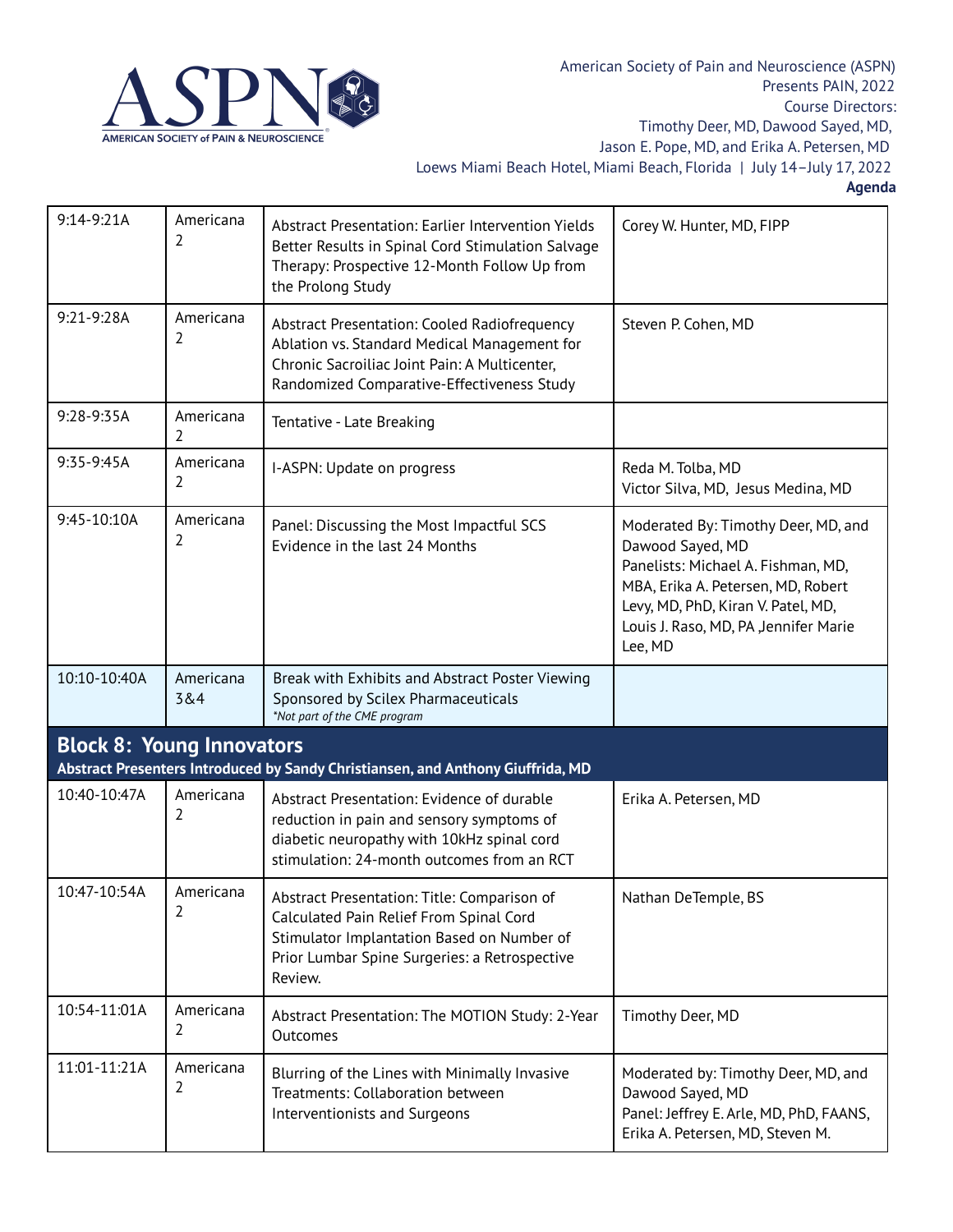| | | | |
|---|---|---|---|
| 9:14-9:21A | Americana 2 | Abstract Presentation: Earlier Intervention Yields Better Results in Spinal Cord Stimulation Salvage Therapy: Prospective 12-Month Follow Up from the Prolong Study | Corey W. Hunter, MD, FIPP |
| 9:21-9:28A | Americana 2 | Abstract Presentation: Cooled Radiofrequency Ablation vs. Standard Medical Management for Chronic Sacroiliac Joint Pain: A Multicenter, Randomized Comparative-Effectiveness Study | Steven P. Cohen, MD |
| 9:28-9:35A | Americana 2 | Tentative - Late Breaking | |
| 9:35-9:45A | Americana 2 | I-ASPN: Update on progress | Reda M. Tolba, MD<br>Victor Silva, MD, Jesus Medina, MD |
| 9:45-10:10A | Americana 2 | Panel: Discussing the Most Impactful SCS Evidence in the last 24 Months | Moderated By: Timothy Deer, MD, and Dawood Sayed, MD<br>Panelists: Michael A. Fishman, MD, MBA, Erika A. Petersen, MD, Robert Levy, MD, PhD, Kiran V. Patel, MD, Louis J. Raso, MD, PA ,Jennifer Marie Lee, MD |
| 10:10-10:40A | Americana 3&4 | Break with Exhibits and Abstract Poster Viewing Sponsored by Scilex Pharmaceuticals<br>*\*Not part of the CME program* | |
| **Block 8: Young Innovators**<br>**Abstract Presenters Introduced by Sandy Christiansen, and Anthony Giuffrida, MD** | | | |
| 10:40-10:47A | Americana 2 | Abstract Presentation: Evidence of durable reduction in pain and sensory symptoms of diabetic neuropathy with 10kHz spinal cord stimulation: 24-month outcomes from an RCT | Erika A. Petersen, MD |
| 10:47-10:54A | Americana 2 | Abstract Presentation: Title: Comparison of Calculated Pain Relief From Spinal Cord Stimulator Implantation Based on Number of Prior Lumbar Spine Surgeries: a Retrospective Review. | Nathan DeTemple, BS |
| 10:54-11:01A | Americana 2 | Abstract Presentation: The MOTION Study: 2-Year Outcomes | Timothy Deer, MD |
| 11:01-11:21A | Americana 2 | Blurring of the Lines with Minimally Invasive Treatments: Collaboration between Interventionists and Surgeons | Moderated by: Timothy Deer, MD, and Dawood Sayed, MD<br>Panel: Jeffrey E. Arle, MD, PhD, FAANS, Erika A. Petersen, MD, Steven M. |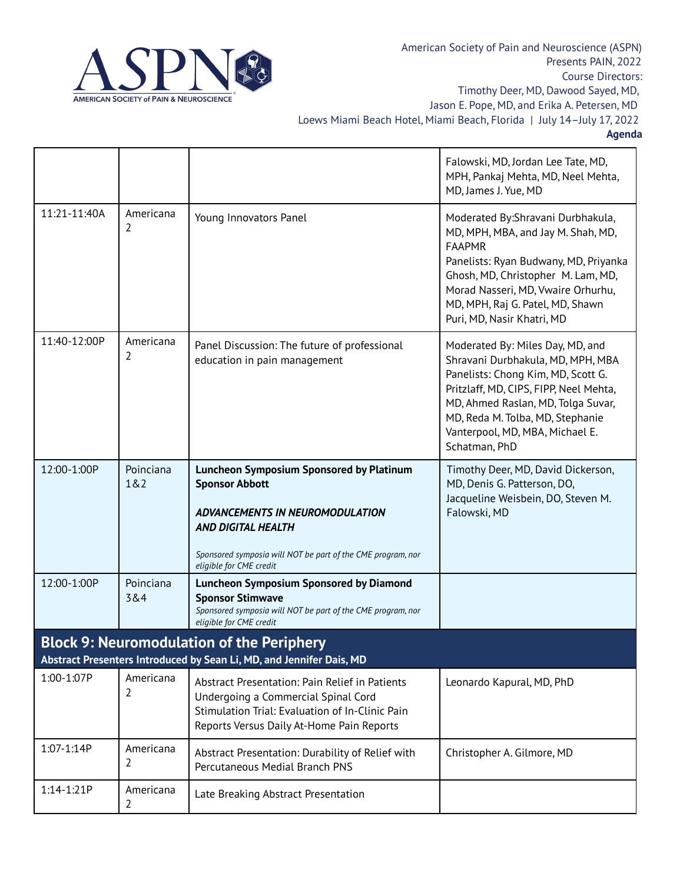| | | | Falowski, MD, Jordan Lee Tate, MD, MPH, Pankaj Mehta, MD, Neel Mehta, MD, James J. Yue, MD |
|---|---|---|---|
| 11:21-11:40A | Americana 2 | Young Innovators Panel | Moderated By:Shravani Durbhakula, MD, MPH, MBA, and Jay M. Shah, MD, FAAPMR<br>Panelists: Ryan Budwany, MD, Priyanka Ghosh, MD, Christopher M. Lam, MD, Morad Nasseri, MD, Vwaire Orhurhu, MD, MPH, Raj G. Patel, MD, Shawn Puri, MD, Nasir Khatri, MD |
| 11:40-12:00P | Americana 2 | Panel Discussion: The future of professional education in pain management | Moderated By: Miles Day, MD, and Shravani Durbhakula, MD, MPH, MBA<br>Panelists: Chong Kim, MD, Scott G. Pritzlaff, MD, CIPS, FIPP, Neel Mehta, MD, Ahmed Raslan, MD, Tolga Suvar, MD, Reda M. Tolba, MD, Stephanie Vanterpool, MD, MBA, Michael E. Schatman, PhD |
| 12:00-1:00P | Poinciana 1&2 | **Luncheon Symposium Sponsored by Platinum Sponsor Abbott**<br><br>***ADVANCEMENTS IN NEUROMODULATION AND DIGITAL HEALTH***<br><br>*Sponsored symposia will NOT be part of the CME program, nor eligible for CME credit* | Timothy Deer, MD, David Dickerson, MD, Denis G. Patterson, DO, Jacqueline Weisbein, DO, Steven M. Falowski, MD |
| 12:00-1:00P | Poinciana 3&4 | **Luncheon Symposium Sponsored by Diamond Sponsor Stimwave**<br>*Sponsored symposia will NOT be part of the CME program, nor eligible for CME credit* | |
| **Block 9: Neuromodulation of the Periphery**<br>**Abstract Presenters Introduced by Sean Li, MD, and Jennifer Dais, MD** | | | |
| 1:00-1:07P | Americana 2 | Abstract Presentation: Pain Relief in Patients Undergoing a Commercial Spinal Cord Stimulation Trial: Evaluation of In-Clinic Pain Reports Versus Daily At-Home Pain Reports | Leonardo Kapural, MD, PhD |
| 1:07-1:14P | Americana 2 | Abstract Presentation: Durability of Relief with Percutaneous Medial Branch PNS | Christopher A. Gilmore, MD |
| 1:14-1:21P | Americana 2 | Late Breaking Abstract Presentation | |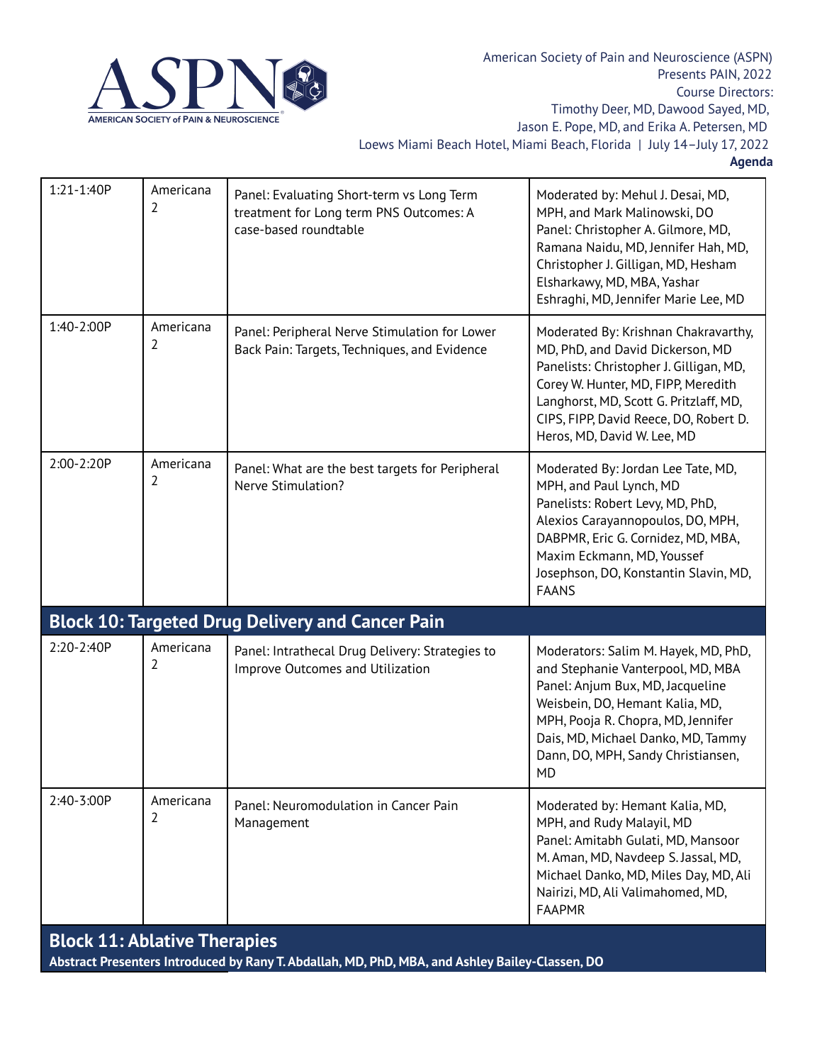| | | | |
|---|---|---|---|
| 1:21-1:40P | Americana 2 | Panel: Evaluating Short-term vs Long Term treatment for Long term PNS Outcomes: A case-based roundtable | Moderated by: Mehul J. Desai, MD, MPH, and Mark Malinowski, DO Panel: Christopher A. Gilmore, MD, Ramana Naidu, MD, Jennifer Hah, MD, Christopher J. Gilligan, MD, Hesham Elsharkawy, MD, MBA, Yashar Eshraghi, MD, Jennifer Marie Lee, MD |
| 1:40-2:00P | Americana 2 | Panel: Peripheral Nerve Stimulation for Lower Back Pain: Targets, Techniques, and Evidence | Moderated By: Krishnan Chakravarthy, MD, PhD, and David Dickerson, MD Panelists: Christopher J. Gilligan, MD, Corey W. Hunter, MD, FIPP, Meredith Langhorst, MD, Scott G. Pritzlaff, MD, CIPS, FIPP, David Reece, DO, Robert D. Heros, MD, David W. Lee, MD |
| 2:00-2:20P | Americana 2 | Panel: What are the best targets for Peripheral Nerve Stimulation? | Moderated By: Jordan Lee Tate, MD, MPH, and Paul Lynch, MD Panelists: Robert Levy, MD, PhD, Alexios Carayannopoulos, DO, MPH, DABPMR, Eric G. Cornidez, MD, MBA, Maxim Eckmann, MD, Youssef Josephson, DO, Konstantin Slavin, MD, FAANS |
| **Block 10: Targeted Drug Delivery and Cancer Pain** | | | |
| 2:20-2:40P | Americana 2 | Panel: Intrathecal Drug Delivery: Strategies to Improve Outcomes and Utilization | Moderators: Salim M. Hayek, MD, PhD, and Stephanie Vanterpool, MD, MBA Panel: Anjum Bux, MD, Jacqueline Weisbein, DO, Hemant Kalia, MD, MPH, Pooja R. Chopra, MD, Jennifer Dais, MD, Michael Danko, MD, Tammy Dann, DO, MPH, Sandy Christiansen, MD |
| 2:40-3:00P | Americana 2 | Panel: Neuromodulation in Cancer Pain Management | Moderated by: Hemant Kalia, MD, MPH, and Rudy Malayil, MD Panel: Amitabh Gulati, MD, Mansoor M. Aman, MD, Navdeep S. Jassal, MD, Michael Danko, MD, Miles Day, MD, Ali Nairizi, MD, Ali Valimahomed, MD, FAAPMR |
| **Block 11: Ablative Therapies** **Abstract Presenters Introduced by Rany T. Abdallah, MD, PhD, MBA, and Ashley Bailey-Classen, DO** | | | |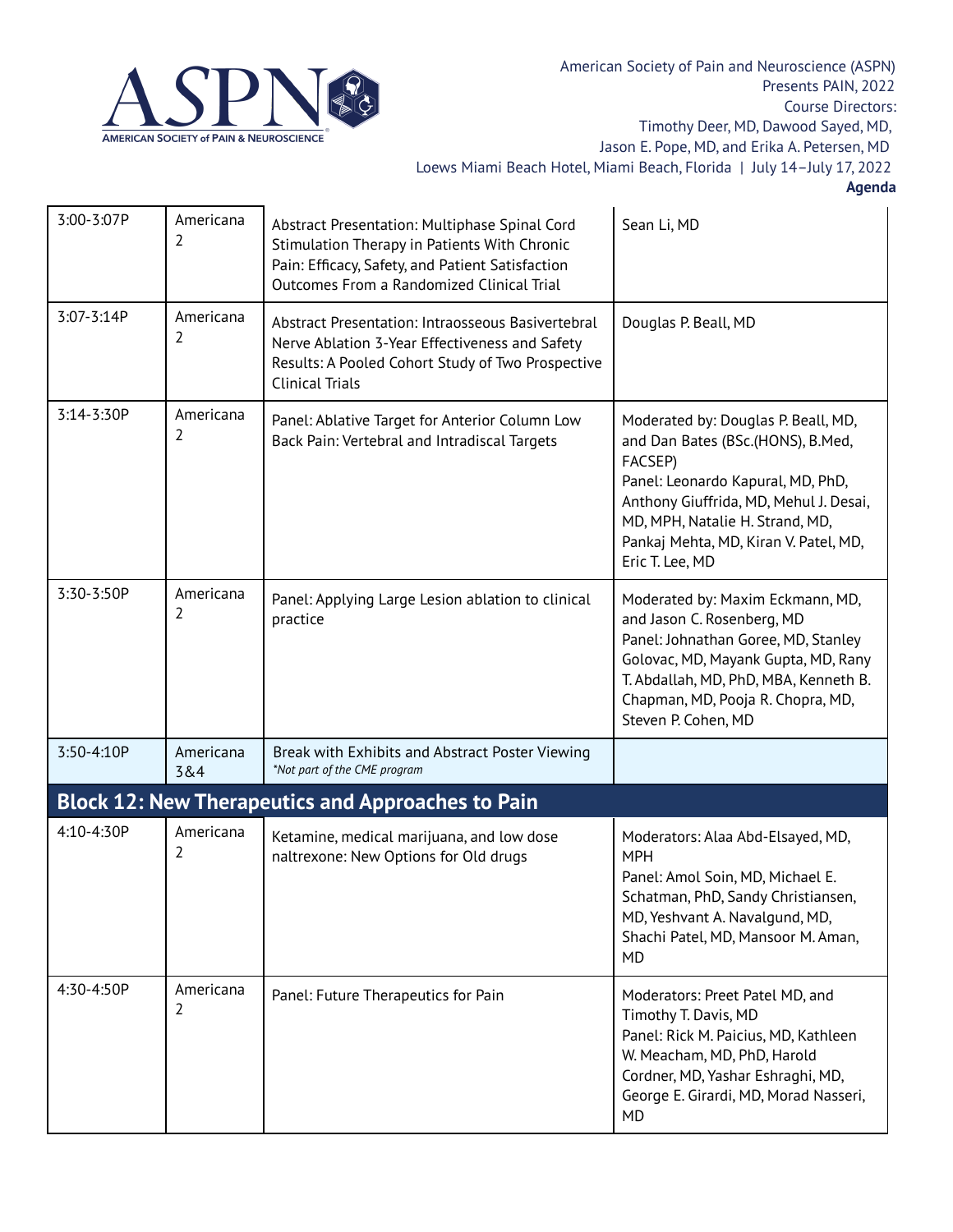| | | | |
|---|---|---|---|
| 3:00-3:07P | Americana 2 | Abstract Presentation: Multiphase Spinal Cord Stimulation Therapy in Patients With Chronic Pain: Efficacy, Safety, and Patient Satisfaction Outcomes From a Randomized Clinical Trial | Sean Li, MD |
| 3:07-3:14P | Americana 2 | Abstract Presentation: Intraosseous Basivertebral Nerve Ablation 3-Year Effectiveness and Safety Results: A Pooled Cohort Study of Two Prospective Clinical Trials | Douglas P. Beall, MD |
| 3:14-3:30P | Americana 2 | Panel: Ablative Target for Anterior Column Low Back Pain: Vertebral and Intradiscal Targets | Moderated by: Douglas P. Beall, MD, and Dan Bates (BSc.(HONS), B.Med, FACSEP)<br>Panel: Leonardo Kapural, MD, PhD, Anthony Giuffrida, MD, Mehul J. Desai, MD, MPH, Natalie H. Strand, MD, Pankaj Mehta, MD, Kiran V. Patel, MD, Eric T. Lee, MD |
| 3:30-3:50P | Americana 2 | Panel: Applying Large Lesion ablation to clinical practice | Moderated by: Maxim Eckmann, MD, and Jason C. Rosenberg, MD<br>Panel: Johnathan Goree, MD, Stanley Golovac, MD, Mayank Gupta, MD, Rany T. Abdallah, MD, PhD, MBA, Kenneth B. Chapman, MD, Pooja R. Chopra, MD, Steven P. Cohen, MD |
| 3:50-4:10P | Americana 3&4 | Break with Exhibits and Abstract Poster Viewing<br>*\*Not part of the CME program* | |
| **Block 12: New Therapeutics and Approaches to Pain** | | | |
| 4:10-4:30P | Americana 2 | Ketamine, medical marijuana, and low dose naltrexone: New Options for Old drugs | Moderators: Alaa Abd-Elsayed, MD, MPH<br>Panel: Amol Soin, MD, Michael E. Schatman, PhD, Sandy Christiansen, MD, Yeshvant A. Navalgund, MD, Shachi Patel, MD, Mansoor M. Aman, MD |
| 4:30-4:50P | Americana 2 | Panel: Future Therapeutics for Pain | Moderators: Preet Patel MD, and Timothy T. Davis, MD<br>Panel: Rick M. Paicius, MD, Kathleen W. Meacham, MD, PhD, Harold Cordner, MD, Yashar Eshraghi, MD, George E. Girardi, MD, Morad Nasseri, MD |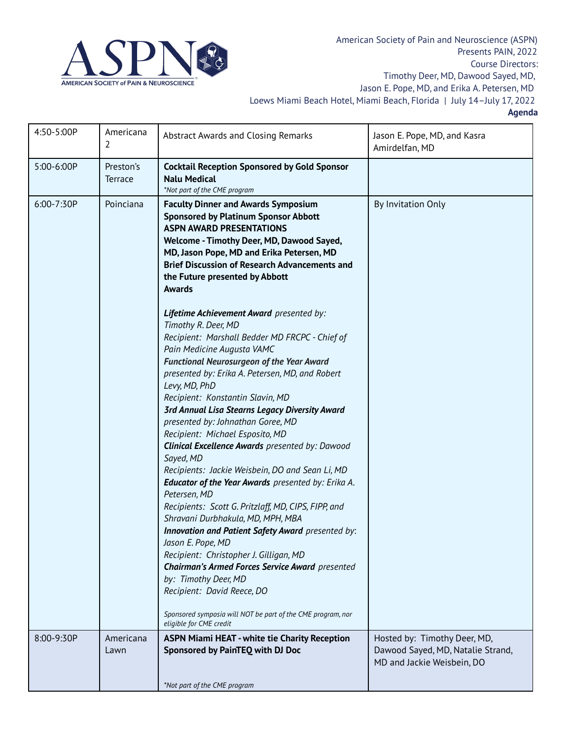American Society of Pain and Neuroscience (ASPN)
Presents PAIN, 2022
Course Directors:
Timothy Deer, MD, Dawood Sayed, MD,
Jason E. Pope, MD, and Erika A. Petersen, MD
Loews Miami Beach Hotel, Miami Beach, Florida | July 14–July 17, 2022
**Agenda**

| | | | |
|---|---|---|---|
| 4:50-5:00P | Americana 2 | Abstract Awards and Closing Remarks | Jason E. Pope, MD, and Kasra Amirdelfan, MD |
| 5:00-6:00P | Preston's Terrace | **Cocktail Reception Sponsored by Gold Sponsor Nalu Medical**<br>*\*Not part of the CME program* | |
| 6:00-7:30P | Poinciana | **Faculty Dinner and Awards Symposium Sponsored by Platinum Sponsor Abbott**<br>**ASPN AWARD PRESENTATIONS**<br>**Welcome - Timothy Deer, MD, Dawood Sayed, MD, Jason Pope, MD and Erika Petersen, MD**<br>**Brief Discussion of Research Advancements and the Future presented by Abbott**<br>**Awards**<br><br>***Lifetime Achievement Award*** *presented by: Timothy R. Deer, MD*<br>*Recipient: Marshall Bedder MD FRCPC - Chief of Pain Medicine Augusta VAMC*<br>***Functional Neurosurgeon of the Year Award*** *presented by: Erika A. Petersen, MD, and Robert Levy, MD, PhD*<br>*Recipient: Konstantin Slavin, MD*<br>***3rd Annual Lisa Stearns Legacy Diversity Award*** *presented by: Johnathan Goree, MD*<br>*Recipient: Michael Esposito, MD*<br>***Clinical Excellence Awards*** *presented by: Dawood Sayed, MD*<br>*Recipients: Jackie Weisbein, DO and Sean Li, MD*<br>***Educator of the Year Awards*** *presented by: Erika A. Petersen, MD*<br>*Recipients: Scott G. Pritzlaff, MD, CIPS, FIPP, and Shravani Durbhakula, MD, MPH, MBA*<br>***Innovation and Patient Safety Award*** *presented by: Jason E. Pope, MD*<br>*Recipient: Christopher J. Gilligan, MD*<br>***Chairman's Armed Forces Service Award*** *presented by: Timothy Deer, MD*<br>*Recipient: David Reece, DO*<br><br>*Sponsored symposia will NOT be part of the CME program, nor eligible for CME credit* | By Invitation Only |
| 8:00-9:30P | Americana Lawn | **ASPN Miami HEAT - white tie Charity Reception Sponsored by PainTEQ with DJ Doc**<br><br>*\*Not part of the CME program* | Hosted by: Timothy Deer, MD, Dawood Sayed, MD, Natalie Strand, MD and Jackie Weisbein, DO |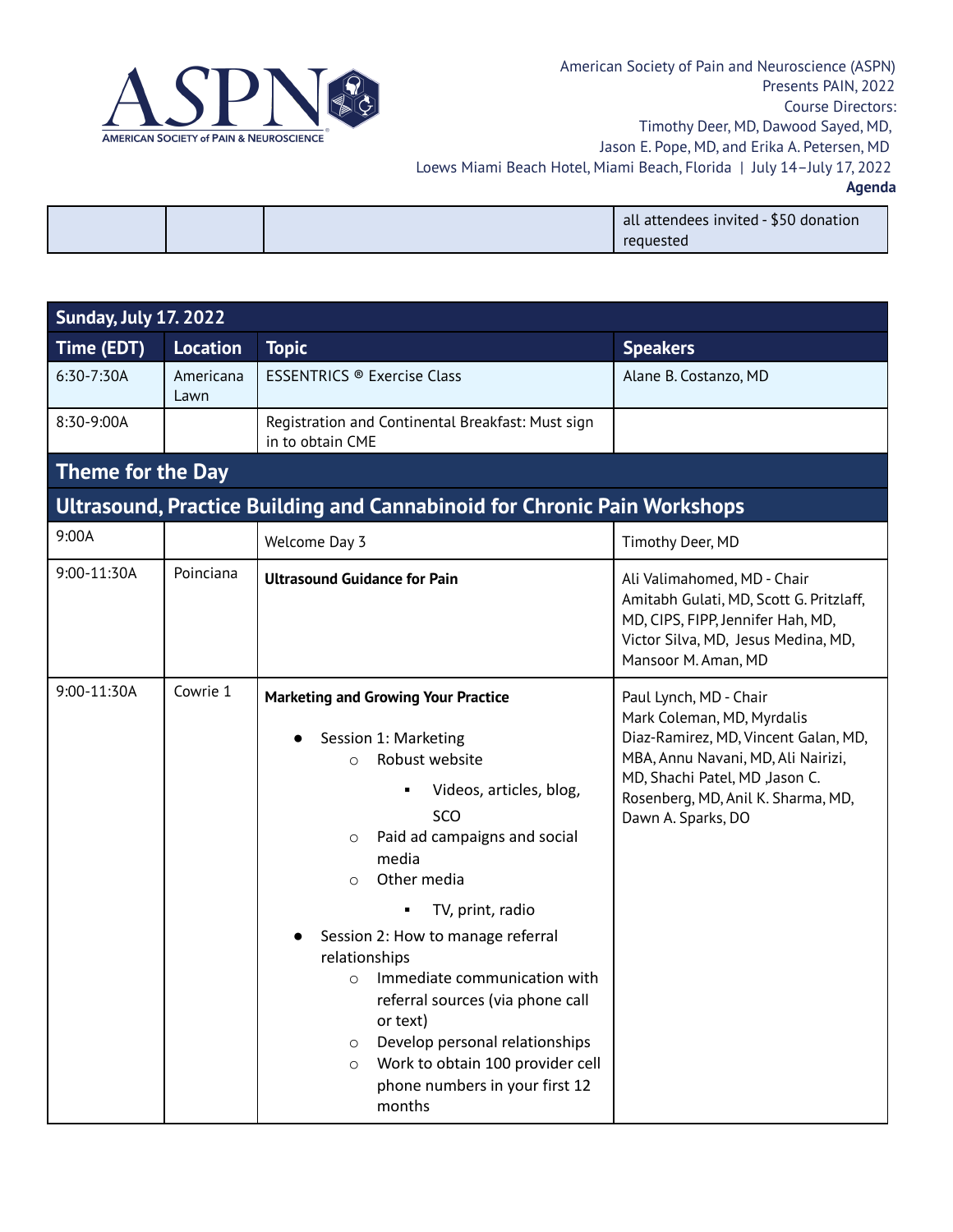American Society of Pain and Neuroscience (ASPN)
Presents PAIN, 2022
Course Directors:
Timothy Deer, MD, Dawood Sayed, MD,
Jason E. Pope, MD, and Erika A. Petersen, MD
Loews Miami Beach Hotel, Miami Beach, Florida | July 14–July 17, 2022
**Agenda**

| | | | |
|---|---|---|---|
| | | | all attendees invited - $50 donation requested |

| **Sunday, July 17. 2022** | | | |
|---|---|---|---|
| **Time (EDT)** | **Location** | **Topic** | **Speakers** |
| 6:30-7:30A | Americana Lawn | ESSENTRICS ® Exercise Class | Alane B. Costanzo, MD |
| 8:30-9:00A | | Registration and Continental Breakfast: Must sign in to obtain CME | |
| **Theme for the Day** | | | |
| **Ultrasound, Practice Building and Cannabinoid for Chronic Pain Workshops** | | | |
| 9:00A | | Welcome Day 3 | Timothy Deer, MD |
| 9:00-11:30A | Poinciana | **Ultrasound Guidance for Pain** | Ali Valimahomed, MD - Chair<br>Amitabh Gulati, MD, Scott G. Pritzlaff, MD, CIPS, FIPP, Jennifer Hah, MD, Victor Silva, MD, Jesus Medina, MD, Mansoor M. Aman, MD |
| 9:00-11:30A | Cowrie 1 | **Marketing and Growing Your Practice**<br>● Session 1: Marketing<br>○ Robust website<br>▪ Videos, articles, blog, SCO<br>○ Paid ad campaigns and social media<br>○ Other media<br>▪ TV, print, radio<br>● Session 2: How to manage referral relationships<br>○ Immediate communication with referral sources (via phone call or text)<br>○ Develop personal relationships<br>○ Work to obtain 100 provider cell phone numbers in your first 12 months | Paul Lynch, MD - Chair<br>Mark Coleman, MD, Myrdalis Diaz-Ramirez, MD, Vincent Galan, MD, MBA, Annu Navani, MD, Ali Nairizi, MD, Shachi Patel, MD ,Jason C. Rosenberg, MD, Anil K. Sharma, MD, Dawn A. Sparks, DO |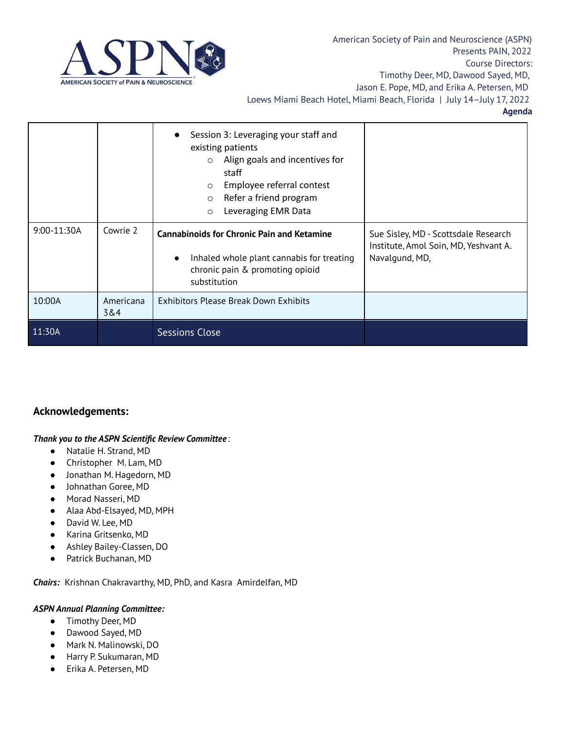| | | • Session 3: Leveraging your staff and existing patients<br>  ○ Align goals and incentives for staff<br>  ○ Employee referral contest<br>  ○ Refer a friend program<br>  ○ Leveraging EMR Data | |
|---|---|---|---|
| 9:00-11:30A | Cowrie 2 | **Cannabinoids for Chronic Pain and Ketamine**<br><br>• Inhaled whole plant cannabis for treating chronic pain & promoting opioid substitution | Sue Sisley, MD - Scottsdale Research Institute, Amol Soin, MD, Yeshvant A. Navalgund, MD, |
| 10:00A | Americana 3&4 | Exhibitors Please Break Down Exhibits | |
| 11:30A | | Sessions Close | |

## Acknowledgements:

***Thank you to the ASPN Scientific Review Committee*** :

- Natalie H. Strand, MD
- Christopher M. Lam, MD
- Jonathan M. Hagedorn, MD
- Johnathan Goree, MD
- Morad Nasseri, MD
- Alaa Abd-Elsayed, MD, MPH
- David W. Lee, MD
- Karina Gritsenko, MD
- Ashley Bailey-Classen, DO
- Patrick Buchanan, MD

***Chairs:*** Krishnan Chakravarthy, MD, PhD, and Kasra Amirdelfan, MD

***ASPN Annual Planning Committee:***

- Timothy Deer, MD
- Dawood Sayed, MD
- Mark N. Malinowski, DO
- Harry P. Sukumaran, MD
- Erika A. Petersen, MD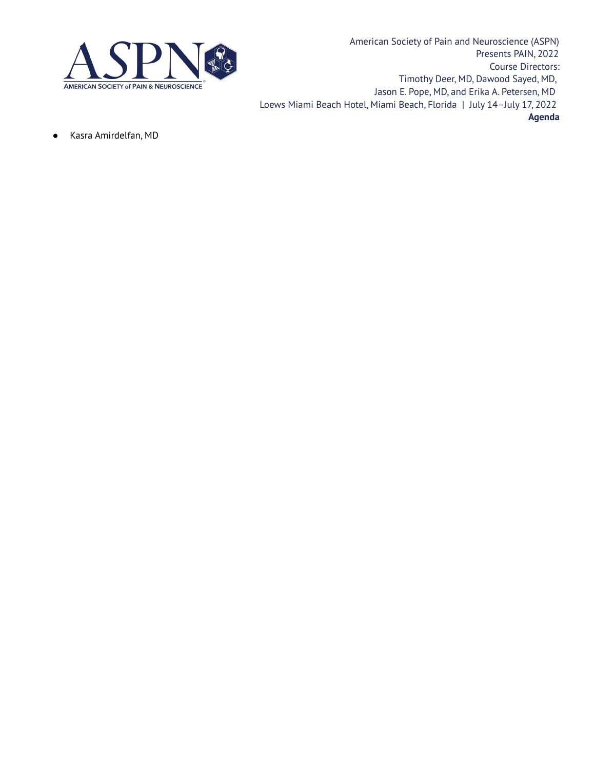- Kasra Amirdelfan, MD